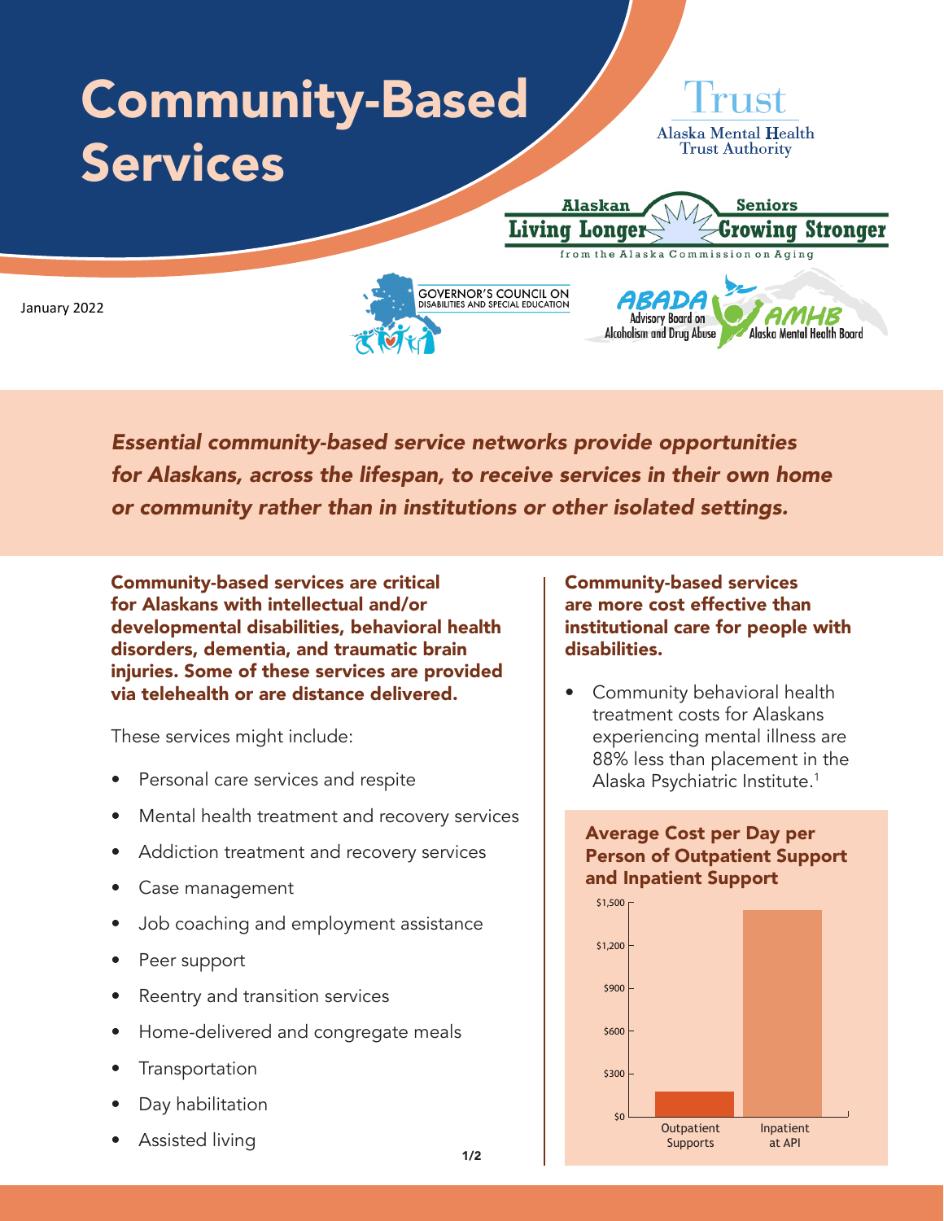# Community-Based Services

Trust
Alaska Mental Health Trust Authority

Alaskan Seniors Living Longer Growing Stronger from the Alaska Commission on Aging

GOVERNOR'S COUNCIL ON DISABILITIES AND SPECIAL EDUCATION

ABADA Advisory Board on Alcoholism and Drug Abuse

AMHB Alaska Mental Health Board

January 2022

***Essential community-based service networks provide opportunities for Alaskans, across the lifespan, to receive services in their own home or community rather than in institutions or other isolated settings.***

**Community-based services are critical for Alaskans with intellectual and/or developmental disabilities, behavioral health disorders, dementia, and traumatic brain injuries. Some of these services are provided via telehealth or are distance delivered.**

These services might include:

- Personal care services and respite
- Mental health treatment and recovery services
- Addiction treatment and recovery services
- Case management
- Job coaching and employment assistance
- Peer support
- Reentry and transition services
- Home-delivered and congregate meals
- Transportation
- Day habilitation
- Assisted living

**Community-based services are more cost effective than institutional care for people with disabilities.**

- Community behavioral health treatment costs for Alaskans experiencing mental illness are 88% less than placement in the Alaska Psychiatric Institute.[1]

**Average Cost per Day per Person of Outpatient Support and Inpatient Support**

| | Outpatient Supports | Inpatient at API |
|---|---|---|
| Average cost per day per person (approx., read from chart; axis $0–$1,500) | ~$170 | ~$1,450 |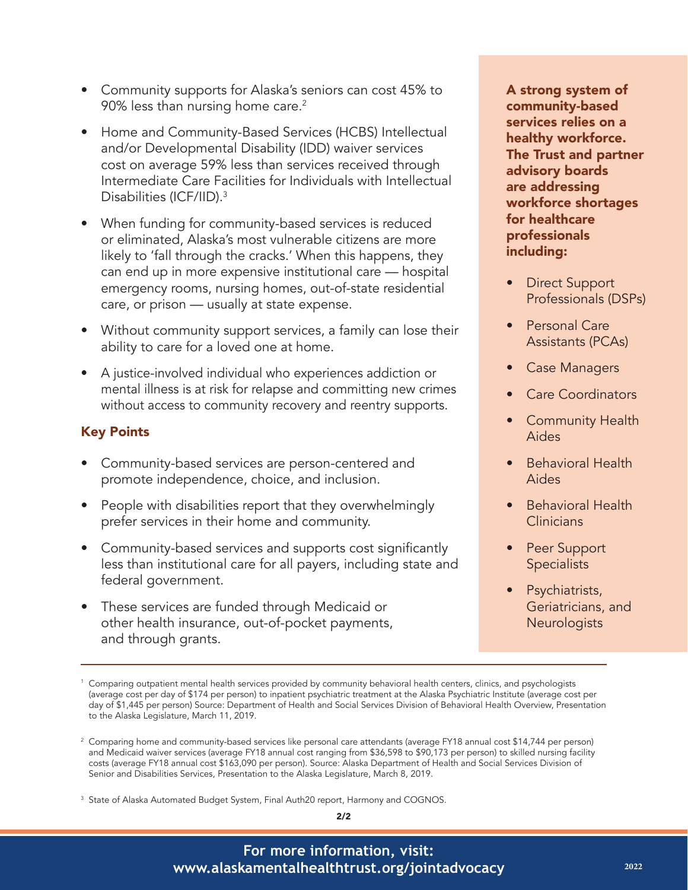- Community supports for Alaska's seniors can cost 45% to 90% less than nursing home care.[2]
- Home and Community-Based Services (HCBS) Intellectual and/or Developmental Disability (IDD) waiver services cost on average 59% less than services received through Intermediate Care Facilities for Individuals with Intellectual Disabilities (ICF/IID).[3]
- When funding for community-based services is reduced or eliminated, Alaska's most vulnerable citizens are more likely to 'fall through the cracks.' When this happens, they can end up in more expensive institutional care — hospital emergency rooms, nursing homes, out-of-state residential care, or prison — usually at state expense.
- Without community support services, a family can lose their ability to care for a loved one at home.
- A justice-involved individual who experiences addiction or mental illness is at risk for relapse and committing new crimes without access to community recovery and reentry supports.

## Key Points

- Community-based services are person-centered and promote independence, choice, and inclusion.
- People with disabilities report that they overwhelmingly prefer services in their home and community.
- Community-based services and supports cost significantly less than institutional care for all payers, including state and federal government.
- These services are funded through Medicaid or other health insurance, out-of-pocket payments, and through grants.

**A strong system of community-based services relies on a healthy workforce. The Trust and partner advisory boards are addressing workforce shortages for healthcare professionals including:**

- Direct Support Professionals (DSPs)
- Personal Care Assistants (PCAs)
- Case Managers
- Care Coordinators
- Community Health Aides
- Behavioral Health Aides
- Behavioral Health Clinicians
- Peer Support Specialists
- Psychiatrists, Geriatricians, and Neurologists

---

[1] Comparing outpatient mental health services provided by community behavioral health centers, clinics, and psychologists (average cost per day of $174 per person) to inpatient psychiatric treatment at the Alaska Psychiatric Institute (average cost per day of $1,445 per person) Source: Department of Health and Social Services Division of Behavioral Health Overview, Presentation to the Alaska Legislature, March 11, 2019.

[2] Comparing home and community-based services like personal care attendants (average FY18 annual cost $14,744 per person) and Medicaid waiver services (average FY18 annual cost ranging from $36,598 to $90,173 per person) to skilled nursing facility costs (average FY18 annual cost $163,090 per person). Source: Alaska Department of Health and Social Services Division of Senior and Disabilities Services, Presentation to the Alaska Legislature, March 8, 2019.

[3] State of Alaska Automated Budget System, Final Auth20 report, Harmony and COGNOS.

**For more information, visit: www.alaskamentalhealthtrust.org/jointadvocacy**

2022